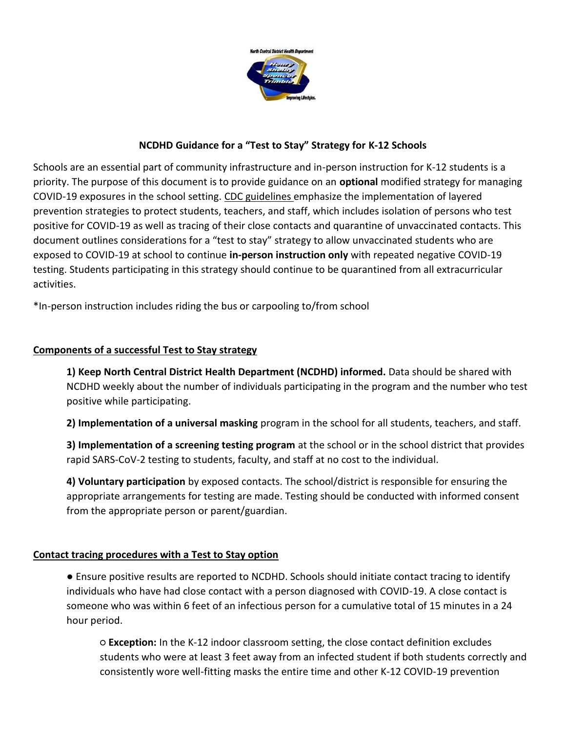# NCDHD Guidance for a "Test to Stay" Strategy for K-12 Schools

Schools are an essential part of community infrastructure and in-person instruction for K-12 students is a priority. The purpose of this document is to provide guidance on an **optional** modified strategy for managing COVID-19 exposures in the school setting. CDC guidelines emphasize the implementation of layered prevention strategies to protect students, teachers, and staff, which includes isolation of persons who test positive for COVID-19 as well as tracing of their close contacts and quarantine of unvaccinated contacts. This document outlines considerations for a "test to stay" strategy to allow unvaccinated students who are exposed to COVID-19 at school to continue **in-person instruction only** with repeated negative COVID-19 testing. Students participating in this strategy should continue to be quarantined from all extracurricular activities.

*In-person instruction includes riding the bus or carpooling to/from school

## Components of a successful Test to Stay strategy

**1) Keep North Central District Health Department (NCDHD) informed.** Data should be shared with NCDHD weekly about the number of individuals participating in the program and the number who test positive while participating.

**2) Implementation of a universal masking** program in the school for all students, teachers, and staff.

**3) Implementation of a screening testing program** at the school or in the school district that provides rapid SARS-CoV-2 testing to students, faculty, and staff at no cost to the individual.

**4) Voluntary participation** by exposed contacts. The school/district is responsible for ensuring the appropriate arrangements for testing are made. Testing should be conducted with informed consent from the appropriate person or parent/guardian.

## Contact tracing procedures with a Test to Stay option

- Ensure positive results are reported to NCDHD. Schools should initiate contact tracing to identify individuals who have had close contact with a person diagnosed with COVID-19. A close contact is someone who was within 6 feet of an infectious person for a cumulative total of 15 minutes in a 24 hour period.
  - **Exception:** In the K-12 indoor classroom setting, the close contact definition excludes students who were at least 3 feet away from an infected student if both students correctly and consistently wore well-fitting masks the entire time and other K-12 COVID-19 prevention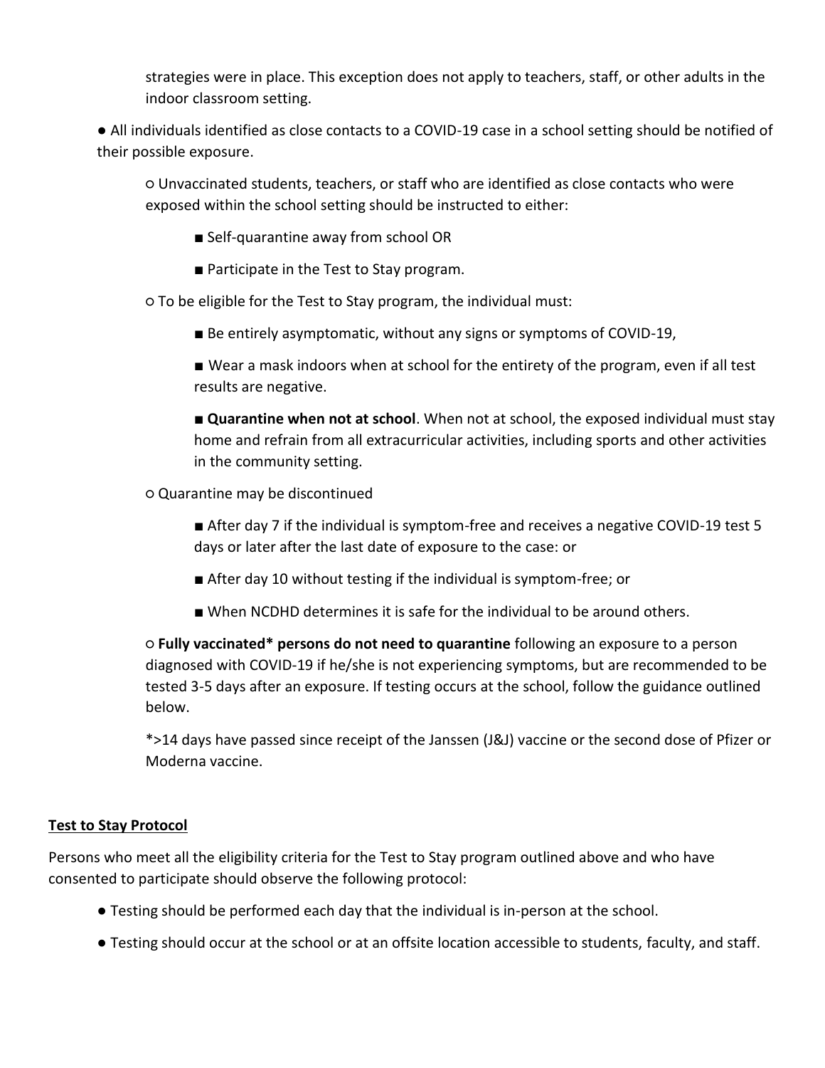strategies were in place. This exception does not apply to teachers, staff, or other adults in the indoor classroom setting.

- All individuals identified as close contacts to a COVID-19 case in a school setting should be notified of their possible exposure.
  - Unvaccinated students, teachers, or staff who are identified as close contacts who were exposed within the school setting should be instructed to either:
    - Self-quarantine away from school OR
    - Participate in the Test to Stay program.
  - To be eligible for the Test to Stay program, the individual must:
    - Be entirely asymptomatic, without any signs or symptoms of COVID-19,
    - Wear a mask indoors when at school for the entirety of the program, even if all test results are negative.
    - **Quarantine when not at school**. When not at school, the exposed individual must stay home and refrain from all extracurricular activities, including sports and other activities in the community setting.
  - Quarantine may be discontinued
    - After day 7 if the individual is symptom-free and receives a negative COVID-19 test 5 days or later after the last date of exposure to the case: or
    - After day 10 without testing if the individual is symptom-free; or
    - When NCDHD determines it is safe for the individual to be around others.
  - **Fully vaccinated* persons do not need to quarantine** following an exposure to a person diagnosed with COVID-19 if he/she is not experiencing symptoms, but are recommended to be tested 3-5 days after an exposure. If testing occurs at the school, follow the guidance outlined below.

    *>14 days have passed since receipt of the Janssen (J&J) vaccine or the second dose of Pfizer or Moderna vaccine.

**Test to Stay Protocol**

Persons who meet all the eligibility criteria for the Test to Stay program outlined above and who have consented to participate should observe the following protocol:

- Testing should be performed each day that the individual is in-person at the school.
- Testing should occur at the school or at an offsite location accessible to students, faculty, and staff.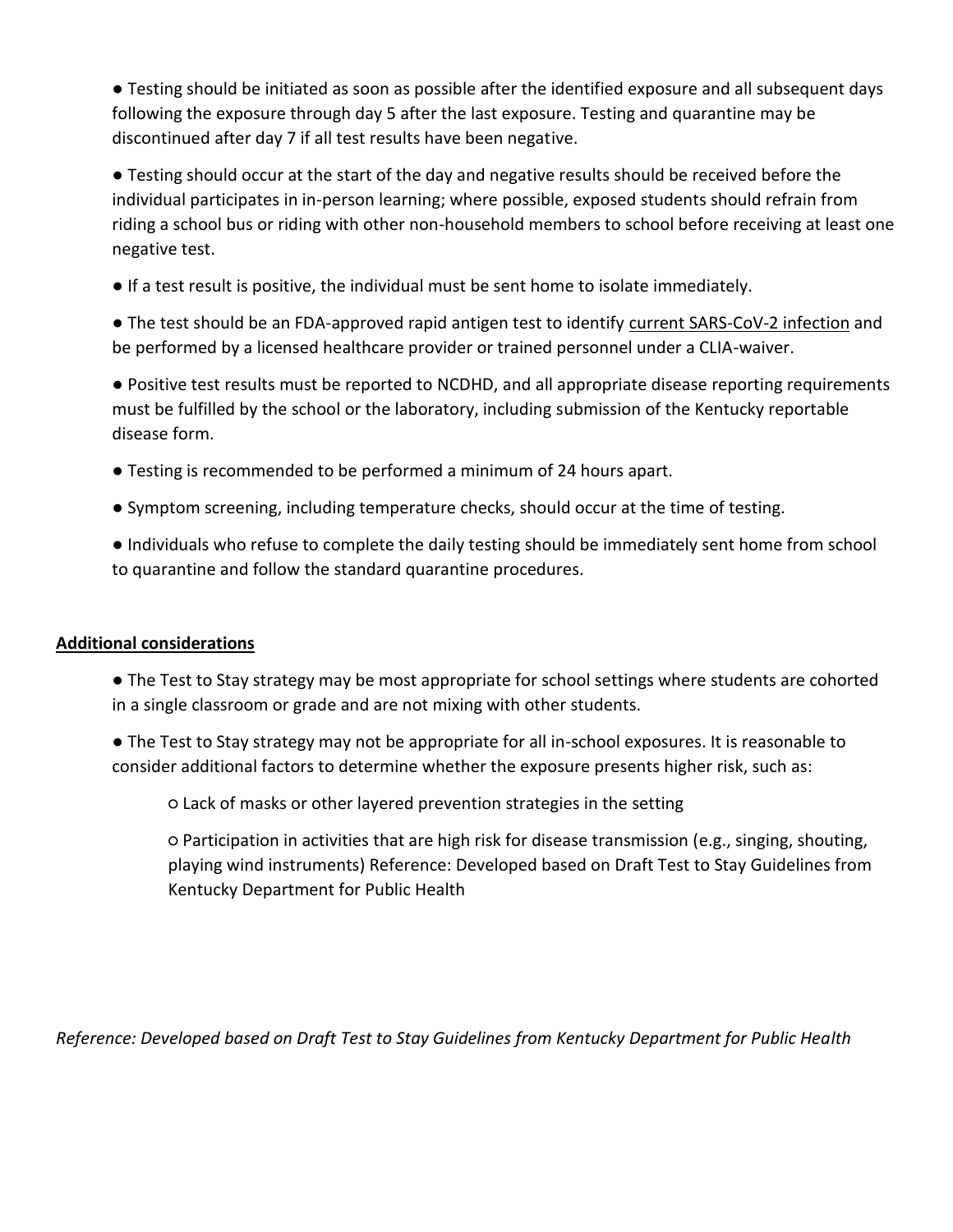- Testing should be initiated as soon as possible after the identified exposure and all subsequent days following the exposure through day 5 after the last exposure. Testing and quarantine may be discontinued after day 7 if all test results have been negative.
- Testing should occur at the start of the day and negative results should be received before the individual participates in in-person learning; where possible, exposed students should refrain from riding a school bus or riding with other non-household members to school before receiving at least one negative test.
- If a test result is positive, the individual must be sent home to isolate immediately.
- The test should be an FDA-approved rapid antigen test to identify current SARS-CoV-2 infection and be performed by a licensed healthcare provider or trained personnel under a CLIA-waiver.
- Positive test results must be reported to NCDHD, and all appropriate disease reporting requirements must be fulfilled by the school or the laboratory, including submission of the Kentucky reportable disease form.
- Testing is recommended to be performed a minimum of 24 hours apart.
- Symptom screening, including temperature checks, should occur at the time of testing.
- Individuals who refuse to complete the daily testing should be immediately sent home from school to quarantine and follow the standard quarantine procedures.

**Additional considerations**

- The Test to Stay strategy may be most appropriate for school settings where students are cohorted in a single classroom or grade and are not mixing with other students.
- The Test to Stay strategy may not be appropriate for all in-school exposures. It is reasonable to consider additional factors to determine whether the exposure presents higher risk, such as:
  - Lack of masks or other layered prevention strategies in the setting
  - Participation in activities that are high risk for disease transmission (e.g., singing, shouting, playing wind instruments) Reference: Developed based on Draft Test to Stay Guidelines from Kentucky Department for Public Health

*Reference: Developed based on Draft Test to Stay Guidelines from Kentucky Department for Public Health*